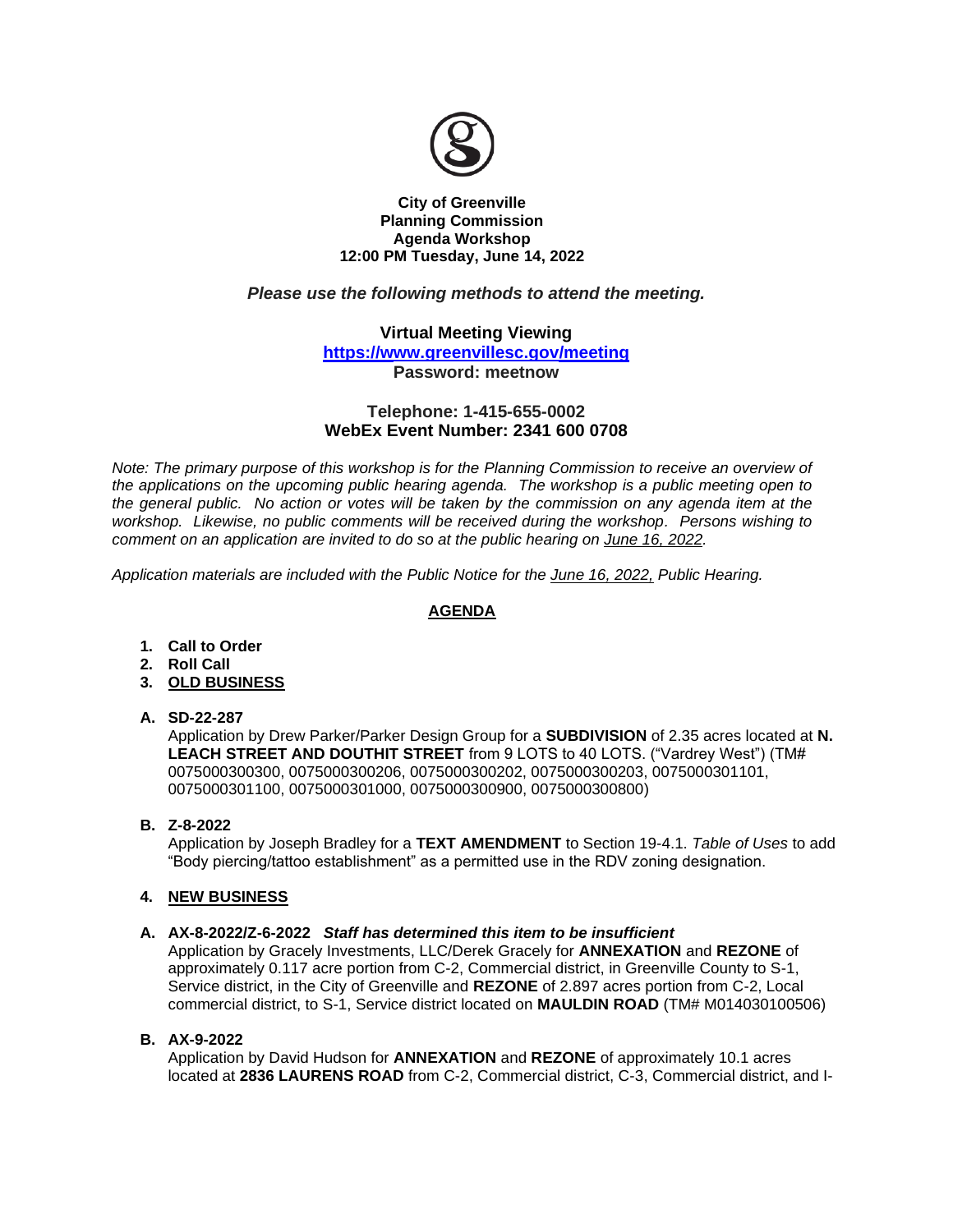**City of Greenville**
**Planning Commission**
**Agenda Workshop**
**12:00 PM Tuesday, June 14, 2022**

***Please use the following methods to attend the meeting.***

**Virtual Meeting Viewing**
**https://www.greenvillesc.gov/meeting**
**Password: meetnow**

**Telephone: 1-415-655-0002**
**WebEx Event Number: 2341 600 0708**

*Note: The primary purpose of this workshop is for the Planning Commission to receive an overview of the applications on the upcoming public hearing agenda. The workshop is a public meeting open to the general public. No action or votes will be taken by the commission on any agenda item at the workshop. Likewise, no public comments will be received during the workshop. Persons wishing to comment on an application are invited to do so at the public hearing on June 16, 2022.*

*Application materials are included with the Public Notice for the June 16, 2022, Public Hearing.*

## AGENDA

1. **Call to Order**
2. **Roll Call**
3. **OLD BUSINESS**

**A. SD-22-287**
Application by Drew Parker/Parker Design Group for a **SUBDIVISION** of 2.35 acres located at **N. LEACH STREET AND DOUTHIT STREET** from 9 LOTS to 40 LOTS. ("Vardrey West") (TM# 0075000300300, 0075000300206, 0075000300202, 0075000300203, 0075000301101, 0075000301100, 0075000301000, 0075000300900, 0075000300800)

**B. Z-8-2022**
Application by Joseph Bradley for a **TEXT AMENDMENT** to Section 19-4.1. *Table of Uses* to add "Body piercing/tattoo establishment" as a permitted use in the RDV zoning designation.

4. **NEW BUSINESS**

**A. AX-8-2022/Z-6-2022** ***Staff has determined this item to be insufficient***
Application by Gracely Investments, LLC/Derek Gracely for **ANNEXATION** and **REZONE** of approximately 0.117 acre portion from C-2, Commercial district, in Greenville County to S-1, Service district, in the City of Greenville and **REZONE** of 2.897 acres portion from C-2, Local commercial district, to S-1, Service district located on **MAULDIN ROAD** (TM# M014030100506)

**B. AX-9-2022**
Application by David Hudson for **ANNEXATION** and **REZONE** of approximately 10.1 acres located at **2836 LAURENS ROAD** from C-2, Commercial district, C-3, Commercial district, and I-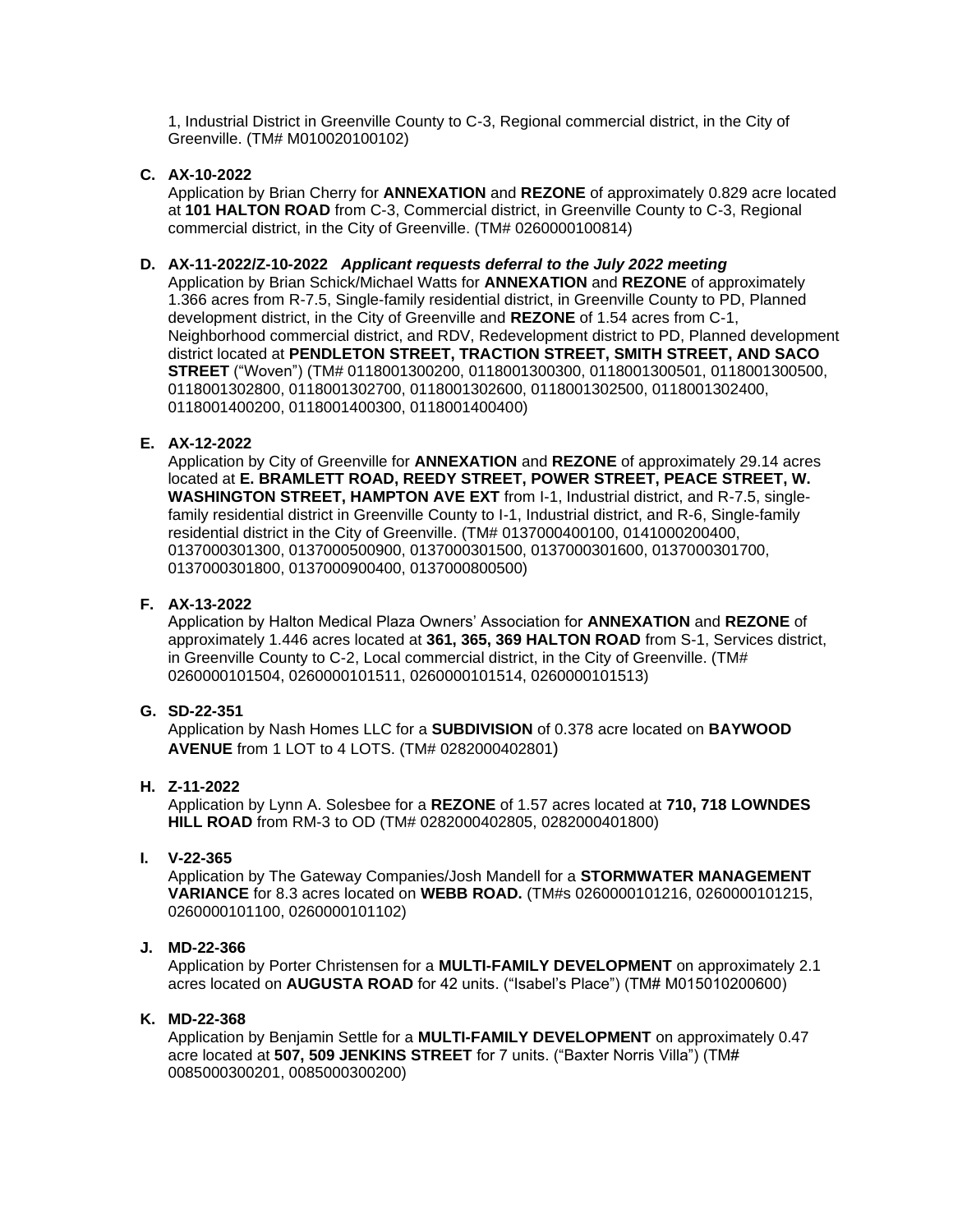1, Industrial District in Greenville County to C-3, Regional commercial district, in the City of Greenville. (TM# M010020100102)

**C. AX-10-2022**

Application by Brian Cherry for **ANNEXATION** and **REZONE** of approximately 0.829 acre located at **101 HALTON ROAD** from C-3, Commercial district, in Greenville County to C-3, Regional commercial district, in the City of Greenville. (TM# 0260000100814)

**D. AX-11-2022/Z-10-2022** ***Applicant requests deferral to the July 2022 meeting***

Application by Brian Schick/Michael Watts for **ANNEXATION** and **REZONE** of approximately 1.366 acres from R-7.5, Single-family residential district, in Greenville County to PD, Planned development district, in the City of Greenville and **REZONE** of 1.54 acres from C-1, Neighborhood commercial district, and RDV, Redevelopment district to PD, Planned development district located at **PENDLETON STREET, TRACTION STREET, SMITH STREET, AND SACO STREET** ("Woven") (TM# 0118001300200, 0118001300300, 0118001300500, 0118001300501, 0118001302800, 0118001302700, 0118001302600, 0118001302500, 0118001302400, 0118001400200, 0118001400300, 0118001400400)

**E. AX-12-2022**

Application by City of Greenville for **ANNEXATION** and **REZONE** of approximately 29.14 acres located at **E. BRAMLETT ROAD, REEDY STREET, POWER STREET, PEACE STREET, W. WASHINGTON STREET, HAMPTON AVE EXT** from I-1, Industrial district, and R-7.5, single-family residential district in Greenville County to I-1, Industrial district, and R-6, Single-family residential district in the City of Greenville. (TM# 0137000400100, 0141000200400, 0137000301300, 0137000500900, 0137000301500, 0137000301600, 0137000301700, 0137000301800, 0137000900400, 0137000800500)

**F. AX-13-2022**

Application by Halton Medical Plaza Owners' Association for **ANNEXATION** and **REZONE** of approximately 1.446 acres located at **361, 365, 369 HALTON ROAD** from S-1, Services district, in Greenville County to C-2, Local commercial district, in the City of Greenville. (TM# 0260000101504, 0260000101511, 0260000101514, 0260000101513)

**G. SD-22-351**

Application by Nash Homes LLC for a **SUBDIVISION** of 0.378 acre located on **BAYWOOD AVENUE** from 1 LOT to 4 LOTS. (TM# 0282000402801)

**H. Z-11-2022**

Application by Lynn A. Solesbee for a **REZONE** of 1.57 acres located at **710, 718 LOWNDES HILL ROAD** from RM-3 to OD (TM# 0282000402805, 0282000401800)

**I. V-22-365**

Application by The Gateway Companies/Josh Mandell for a **STORMWATER MANAGEMENT VARIANCE** for 8.3 acres located on **WEBB ROAD.** (TM#s 0260000101216, 0260000101215, 0260000101100, 0260000101102)

**J. MD-22-366**

Application by Porter Christensen for a **MULTI-FAMILY DEVELOPMENT** on approximately 2.1 acres located on **AUGUSTA ROAD** for 42 units. ("Isabel's Place") (TM# M015010200600)

**K. MD-22-368**

Application by Benjamin Settle for a **MULTI-FAMILY DEVELOPMENT** on approximately 0.47 acre located at **507, 509 JENKINS STREET** for 7 units. ("Baxter Norris Villa") (TM# 0085000300201, 0085000300200)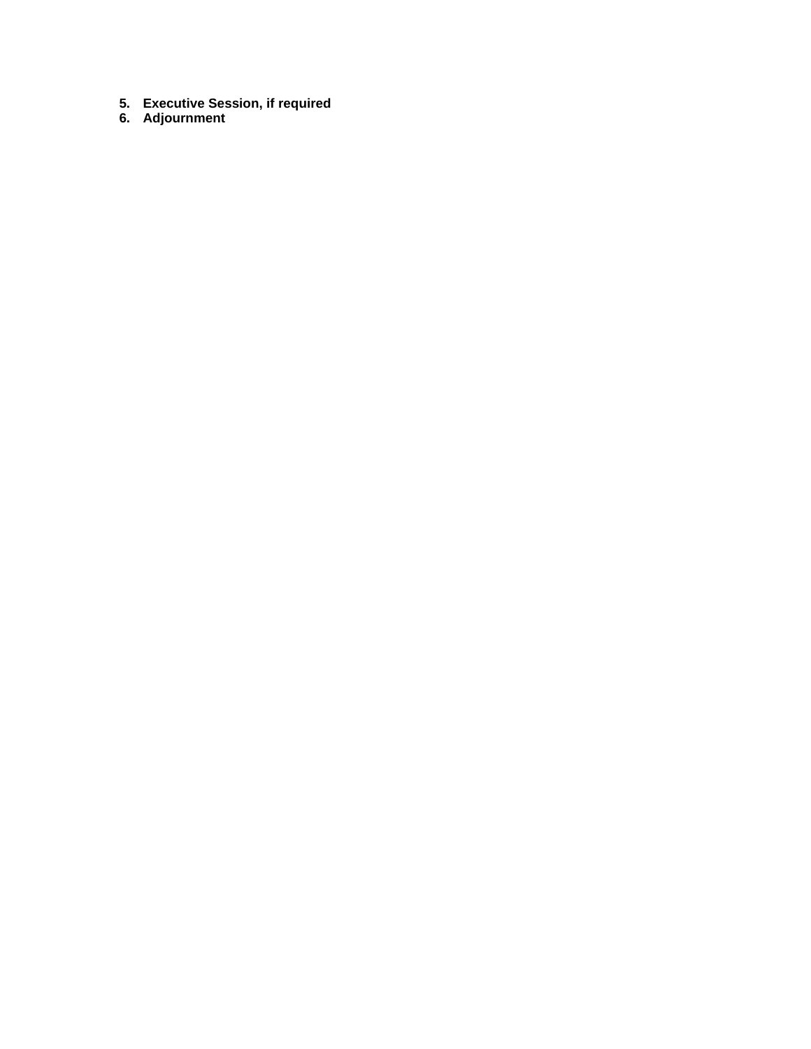5. **Executive Session, if required**
6. **Adjournment**